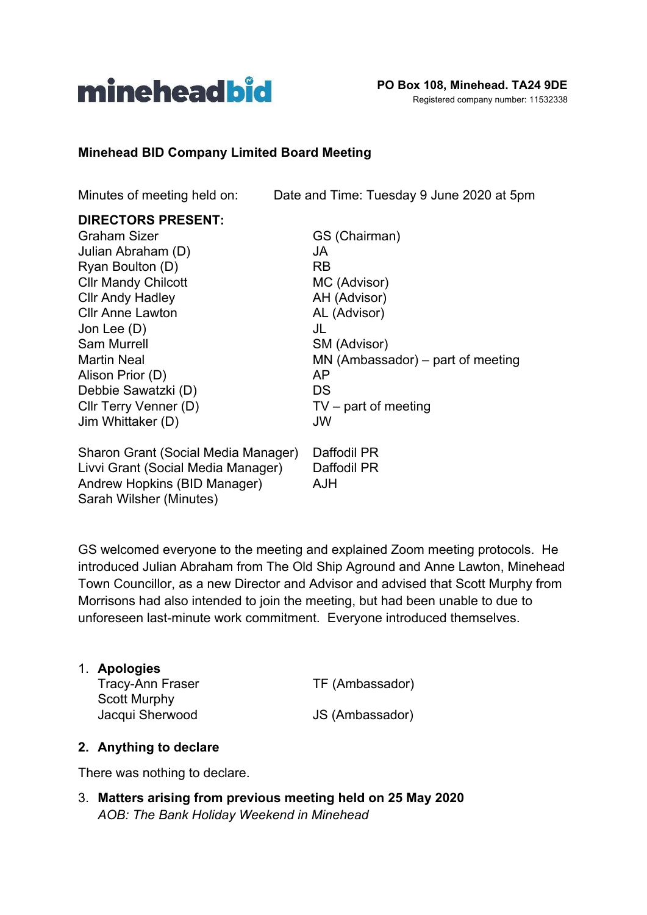minehead bid

**PO Box 108, Minehead. TA24 9DE**
Registered company number: 11532338

**Minehead BID Company Limited Board Meeting**

| Minutes of meeting held on: | Date and Time: Tuesday 9 June 2020 at 5pm |
|---|---|

**DIRECTORS PRESENT:**

| | |
|---|---|
| Graham Sizer | GS (Chairman) |
| Julian Abraham (D) | JA |
| Ryan Boulton (D) | RB |
| Cllr Mandy Chilcott | MC (Advisor) |
| Cllr Andy Hadley | AH (Advisor) |
| Cllr Anne Lawton | AL (Advisor) |
| Jon Lee (D) | JL |
| Sam Murrell | SM (Advisor) |
| Martin Neal | MN (Ambassador) – part of meeting |
| Alison Prior (D) | AP |
| Debbie Sawatzki (D) | DS |
| Cllr Terry Venner (D) | TV – part of meeting |
| Jim Whittaker (D) | JW |
| | |
| Sharon Grant (Social Media Manager) | Daffodil PR |
| Livvi Grant (Social Media Manager) | Daffodil PR |
| Andrew Hopkins (BID Manager) | AJH |
| Sarah Wilsher (Minutes) | |

GS welcomed everyone to the meeting and explained Zoom meeting protocols. He introduced Julian Abraham from The Old Ship Aground and Anne Lawton, Minehead Town Councillor, as a new Director and Advisor and advised that Scott Murphy from Morrisons had also intended to join the meeting, but had been unable to due to unforeseen last-minute work commitment. Everyone introduced themselves.

1. **Apologies**

| | |
|---|---|
| Tracy-Ann Fraser | TF (Ambassador) |
| Scott Murphy | |
| Jacqui Sherwood | JS (Ambassador) |

2. **Anything to declare**

There was nothing to declare.

3. **Matters arising from previous meeting held on 25 May 2020**
   *AOB: The Bank Holiday Weekend in Minehead*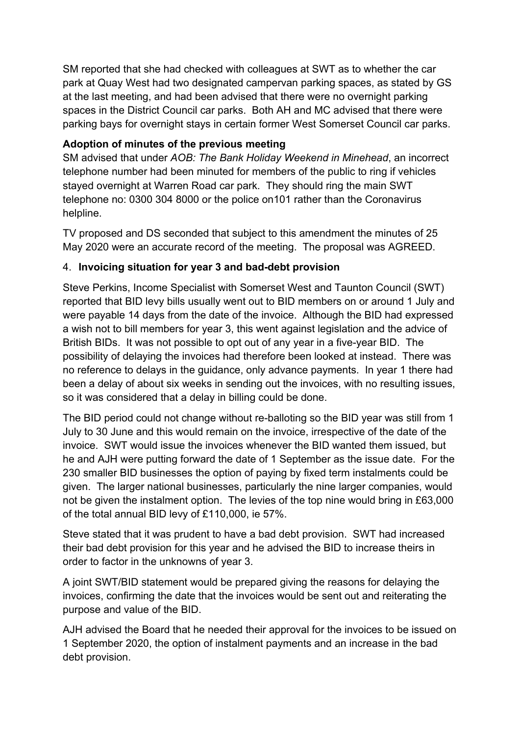SM reported that she had checked with colleagues at SWT as to whether the car park at Quay West had two designated campervan parking spaces, as stated by GS at the last meeting, and had been advised that there were no overnight parking spaces in the District Council car parks. Both AH and MC advised that there were parking bays for overnight stays in certain former West Somerset Council car parks.

**Adoption of minutes of the previous meeting**

SM advised that under *AOB: The Bank Holiday Weekend in Minehead*, an incorrect telephone number had been minuted for members of the public to ring if vehicles stayed overnight at Warren Road car park. They should ring the main SWT telephone no: 0300 304 8000 or the police on101 rather than the Coronavirus helpline.

TV proposed and DS seconded that subject to this amendment the minutes of 25 May 2020 were an accurate record of the meeting. The proposal was AGREED.

4. **Invoicing situation for year 3 and bad-debt provision**

Steve Perkins, Income Specialist with Somerset West and Taunton Council (SWT) reported that BID levy bills usually went out to BID members on or around 1 July and were payable 14 days from the date of the invoice. Although the BID had expressed a wish not to bill members for year 3, this went against legislation and the advice of British BIDs. It was not possible to opt out of any year in a five-year BID. The possibility of delaying the invoices had therefore been looked at instead. There was no reference to delays in the guidance, only advance payments. In year 1 there had been a delay of about six weeks in sending out the invoices, with no resulting issues, so it was considered that a delay in billing could be done.

The BID period could not change without re-balloting so the BID year was still from 1 July to 30 June and this would remain on the invoice, irrespective of the date of the invoice. SWT would issue the invoices whenever the BID wanted them issued, but he and AJH were putting forward the date of 1 September as the issue date. For the 230 smaller BID businesses the option of paying by fixed term instalments could be given. The larger national businesses, particularly the nine larger companies, would not be given the instalment option. The levies of the top nine would bring in £63,000 of the total annual BID levy of £110,000, ie 57%.

Steve stated that it was prudent to have a bad debt provision. SWT had increased their bad debt provision for this year and he advised the BID to increase theirs in order to factor in the unknowns of year 3.

A joint SWT/BID statement would be prepared giving the reasons for delaying the invoices, confirming the date that the invoices would be sent out and reiterating the purpose and value of the BID.

AJH advised the Board that he needed their approval for the invoices to be issued on 1 September 2020, the option of instalment payments and an increase in the bad debt provision.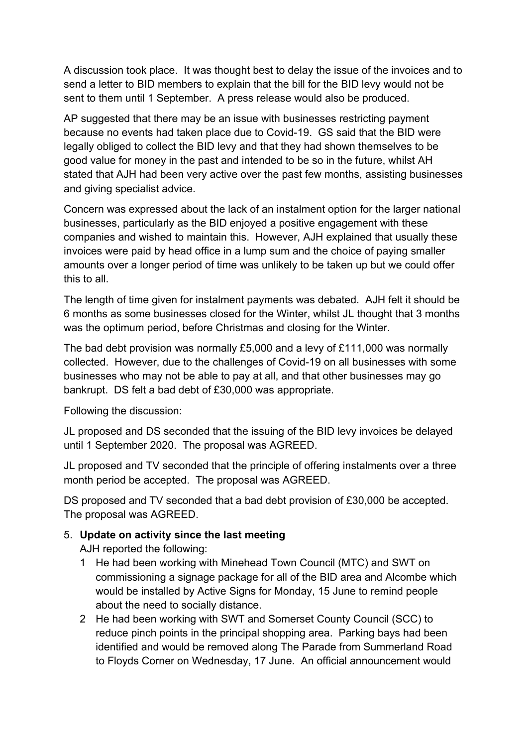A discussion took place. It was thought best to delay the issue of the invoices and to send a letter to BID members to explain that the bill for the BID levy would not be sent to them until 1 September. A press release would also be produced.

AP suggested that there may be an issue with businesses restricting payment because no events had taken place due to Covid-19. GS said that the BID were legally obliged to collect the BID levy and that they had shown themselves to be good value for money in the past and intended to be so in the future, whilst AH stated that AJH had been very active over the past few months, assisting businesses and giving specialist advice.

Concern was expressed about the lack of an instalment option for the larger national businesses, particularly as the BID enjoyed a positive engagement with these companies and wished to maintain this. However, AJH explained that usually these invoices were paid by head office in a lump sum and the choice of paying smaller amounts over a longer period of time was unlikely to be taken up but we could offer this to all.

The length of time given for instalment payments was debated. AJH felt it should be 6 months as some businesses closed for the Winter, whilst JL thought that 3 months was the optimum period, before Christmas and closing for the Winter.

The bad debt provision was normally £5,000 and a levy of £111,000 was normally collected. However, due to the challenges of Covid-19 on all businesses with some businesses who may not be able to pay at all, and that other businesses may go bankrupt. DS felt a bad debt of £30,000 was appropriate.

Following the discussion:

JL proposed and DS seconded that the issuing of the BID levy invoices be delayed until 1 September 2020. The proposal was AGREED.

JL proposed and TV seconded that the principle of offering instalments over a three month period be accepted. The proposal was AGREED.

DS proposed and TV seconded that a bad debt provision of £30,000 be accepted. The proposal was AGREED.

5. **Update on activity since the last meeting**

   AJH reported the following:

   1 He had been working with Minehead Town Council (MTC) and SWT on commissioning a signage package for all of the BID area and Alcombe which would be installed by Active Signs for Monday, 15 June to remind people about the need to socially distance.

   2 He had been working with SWT and Somerset County Council (SCC) to reduce pinch points in the principal shopping area. Parking bays had been identified and would be removed along The Parade from Summerland Road to Floyds Corner on Wednesday, 17 June. An official announcement would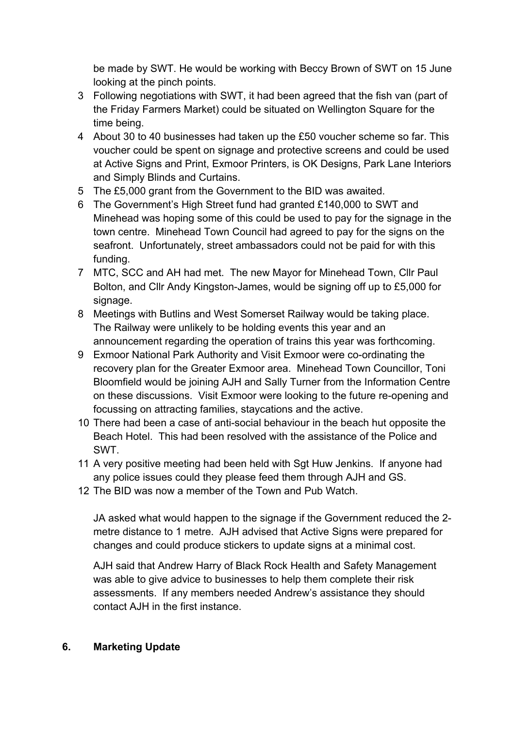be made by SWT. He would be working with Beccy Brown of SWT on 15 June looking at the pinch points.

3. Following negotiations with SWT, it had been agreed that the fish van (part of the Friday Farmers Market) could be situated on Wellington Square for the time being.
4. About 30 to 40 businesses had taken up the £50 voucher scheme so far. This voucher could be spent on signage and protective screens and could be used at Active Signs and Print, Exmoor Printers, is OK Designs, Park Lane Interiors and Simply Blinds and Curtains.
5. The £5,000 grant from the Government to the BID was awaited.
6. The Government's High Street fund had granted £140,000 to SWT and Minehead was hoping some of this could be used to pay for the signage in the town centre. Minehead Town Council had agreed to pay for the signs on the seafront. Unfortunately, street ambassadors could not be paid for with this funding.
7. MTC, SCC and AH had met. The new Mayor for Minehead Town, Cllr Paul Bolton, and Cllr Andy Kingston-James, would be signing off up to £5,000 for signage.
8. Meetings with Butlins and West Somerset Railway would be taking place. The Railway were unlikely to be holding events this year and an announcement regarding the operation of trains this year was forthcoming.
9. Exmoor National Park Authority and Visit Exmoor were co-ordinating the recovery plan for the Greater Exmoor area. Minehead Town Councillor, Toni Bloomfield would be joining AJH and Sally Turner from the Information Centre on these discussions. Visit Exmoor were looking to the future re-opening and focussing on attracting families, staycations and the active.
10. There had been a case of anti-social behaviour in the beach hut opposite the Beach Hotel. This had been resolved with the assistance of the Police and SWT.
11. A very positive meeting had been held with Sgt Huw Jenkins. If anyone had any police issues could they please feed them through AJH and GS.
12. The BID was now a member of the Town and Pub Watch.

JA asked what would happen to the signage if the Government reduced the 2-metre distance to 1 metre. AJH advised that Active Signs were prepared for changes and could produce stickers to update signs at a minimal cost.

AJH said that Andrew Harry of Black Rock Health and Safety Management was able to give advice to businesses to help them complete their risk assessments. If any members needed Andrew's assistance they should contact AJH in the first instance.

## 6. Marketing Update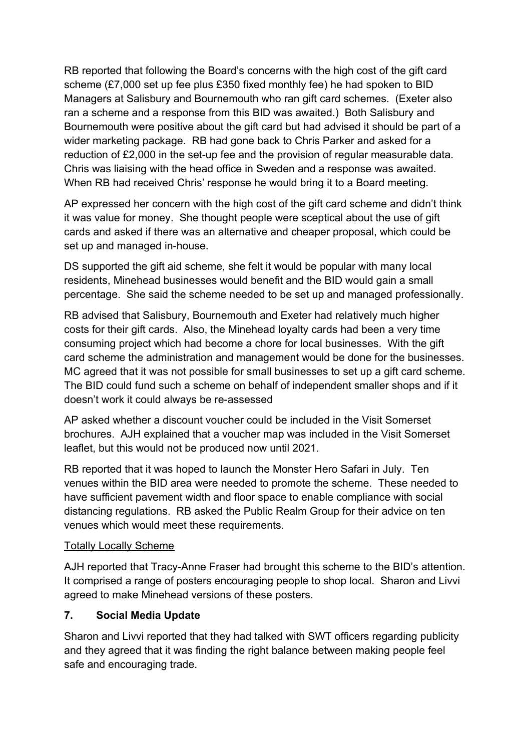RB reported that following the Board's concerns with the high cost of the gift card scheme (£7,000 set up fee plus £350 fixed monthly fee) he had spoken to BID Managers at Salisbury and Bournemouth who ran gift card schemes. (Exeter also ran a scheme and a response from this BID was awaited.) Both Salisbury and Bournemouth were positive about the gift card but had advised it should be part of a wider marketing package. RB had gone back to Chris Parker and asked for a reduction of £2,000 in the set-up fee and the provision of regular measurable data. Chris was liaising with the head office in Sweden and a response was awaited. When RB had received Chris' response he would bring it to a Board meeting.

AP expressed her concern with the high cost of the gift card scheme and didn't think it was value for money. She thought people were sceptical about the use of gift cards and asked if there was an alternative and cheaper proposal, which could be set up and managed in-house.

DS supported the gift aid scheme, she felt it would be popular with many local residents, Minehead businesses would benefit and the BID would gain a small percentage. She said the scheme needed to be set up and managed professionally.

RB advised that Salisbury, Bournemouth and Exeter had relatively much higher costs for their gift cards. Also, the Minehead loyalty cards had been a very time consuming project which had become a chore for local businesses. With the gift card scheme the administration and management would be done for the businesses. MC agreed that it was not possible for small businesses to set up a gift card scheme. The BID could fund such a scheme on behalf of independent smaller shops and if it doesn't work it could always be re-assessed

AP asked whether a discount voucher could be included in the Visit Somerset brochures. AJH explained that a voucher map was included in the Visit Somerset leaflet, but this would not be produced now until 2021.

RB reported that it was hoped to launch the Monster Hero Safari in July. Ten venues within the BID area were needed to promote the scheme. These needed to have sufficient pavement width and floor space to enable compliance with social distancing regulations. RB asked the Public Realm Group for their advice on ten venues which would meet these requirements.

<u>Totally Locally Scheme</u>

AJH reported that Tracy-Anne Fraser had brought this scheme to the BID's attention. It comprised a range of posters encouraging people to shop local. Sharon and Livvi agreed to make Minehead versions of these posters.

**7. Social Media Update**

Sharon and Livvi reported that they had talked with SWT officers regarding publicity and they agreed that it was finding the right balance between making people feel safe and encouraging trade.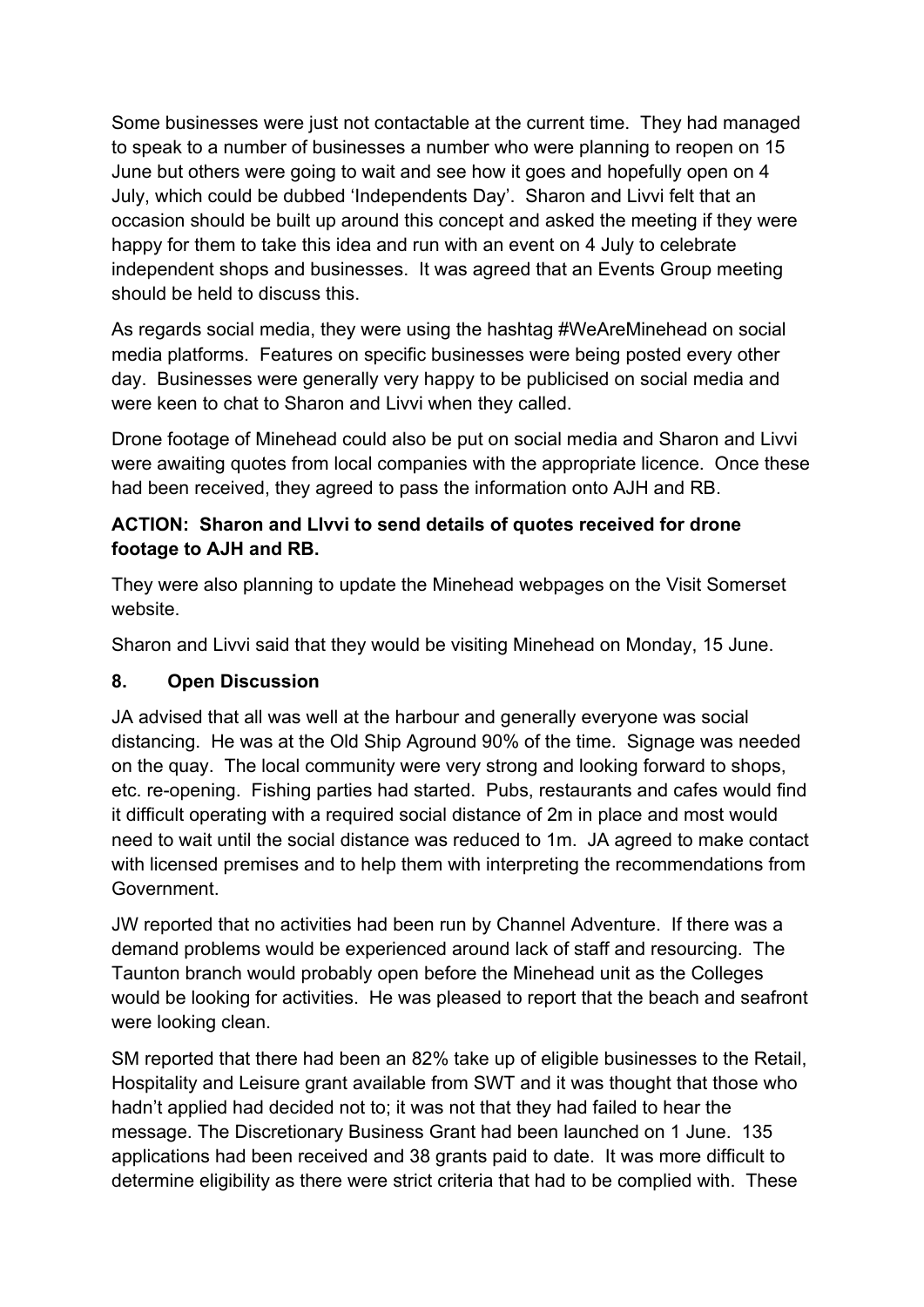Some businesses were just not contactable at the current time. They had managed to speak to a number of businesses a number who were planning to reopen on 15 June but others were going to wait and see how it goes and hopefully open on 4 July, which could be dubbed 'Independents Day'. Sharon and Livvi felt that an occasion should be built up around this concept and asked the meeting if they were happy for them to take this idea and run with an event on 4 July to celebrate independent shops and businesses. It was agreed that an Events Group meeting should be held to discuss this.

As regards social media, they were using the hashtag #WeAreMinehead on social media platforms. Features on specific businesses were being posted every other day. Businesses were generally very happy to be publicised on social media and were keen to chat to Sharon and Livvi when they called.

Drone footage of Minehead could also be put on social media and Sharon and Livvi were awaiting quotes from local companies with the appropriate licence. Once these had been received, they agreed to pass the information onto AJH and RB.

**ACTION: Sharon and LIvvi to send details of quotes received for drone footage to AJH and RB.**

They were also planning to update the Minehead webpages on the Visit Somerset website.

Sharon and Livvi said that they would be visiting Minehead on Monday, 15 June.

## 8. Open Discussion

JA advised that all was well at the harbour and generally everyone was social distancing. He was at the Old Ship Aground 90% of the time. Signage was needed on the quay. The local community were very strong and looking forward to shops, etc. re-opening. Fishing parties had started. Pubs, restaurants and cafes would find it difficult operating with a required social distance of 2m in place and most would need to wait until the social distance was reduced to 1m. JA agreed to make contact with licensed premises and to help them with interpreting the recommendations from Government.

JW reported that no activities had been run by Channel Adventure. If there was a demand problems would be experienced around lack of staff and resourcing. The Taunton branch would probably open before the Minehead unit as the Colleges would be looking for activities. He was pleased to report that the beach and seafront were looking clean.

SM reported that there had been an 82% take up of eligible businesses to the Retail, Hospitality and Leisure grant available from SWT and it was thought that those who hadn't applied had decided not to; it was not that they had failed to hear the message. The Discretionary Business Grant had been launched on 1 June. 135 applications had been received and 38 grants paid to date. It was more difficult to determine eligibility as there were strict criteria that had to be complied with. These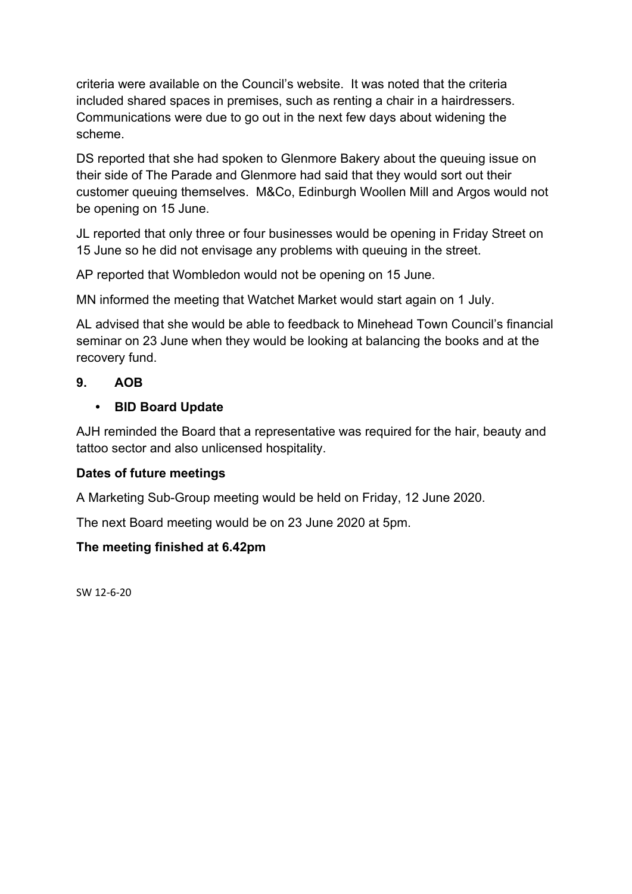criteria were available on the Council's website. It was noted that the criteria included shared spaces in premises, such as renting a chair in a hairdressers. Communications were due to go out in the next few days about widening the scheme.

DS reported that she had spoken to Glenmore Bakery about the queuing issue on their side of The Parade and Glenmore had said that they would sort out their customer queuing themselves. M&Co, Edinburgh Woollen Mill and Argos would not be opening on 15 June.

JL reported that only three or four businesses would be opening in Friday Street on 15 June so he did not envisage any problems with queuing in the street.

AP reported that Wombledon would not be opening on 15 June.

MN informed the meeting that Watchet Market would start again on 1 July.

AL advised that she would be able to feedback to Minehead Town Council's financial seminar on 23 June when they would be looking at balancing the books and at the recovery fund.

## 9. AOB

- **BID Board Update**

AJH reminded the Board that a representative was required for the hair, beauty and tattoo sector and also unlicensed hospitality.

**Dates of future meetings**

A Marketing Sub-Group meeting would be held on Friday, 12 June 2020.

The next Board meeting would be on 23 June 2020 at 5pm.

**The meeting finished at 6.42pm**

SW 12-6-20